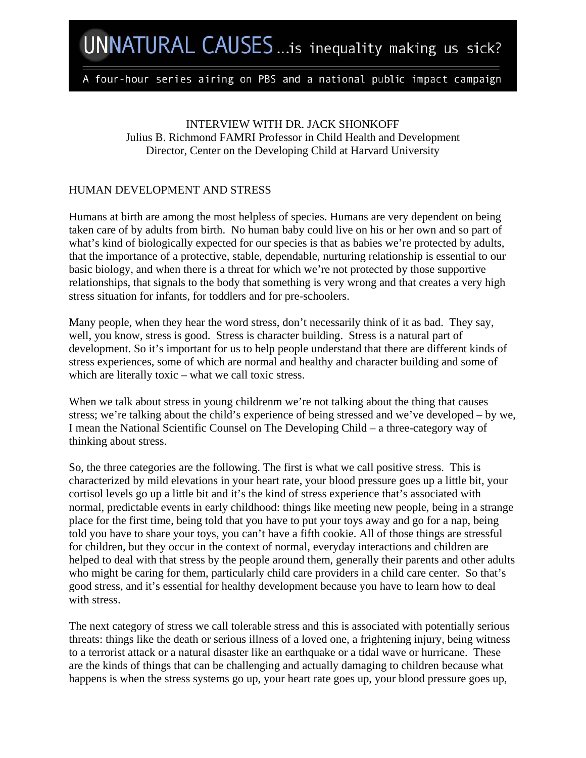# UNNATURAL CAUSES …is inequality making us sick?

A four-hour series airing on PBS and a national public impact campaign

INTERVIEW WITH DR. JACK SHONKOFF
Julius B. Richmond FAMRI Professor in Child Health and Development
Director, Center on the Developing Child at Harvard University

## HUMAN DEVELOPMENT AND STRESS

Humans at birth are among the most helpless of species. Humans are very dependent on being taken care of by adults from birth. No human baby could live on his or her own and so part of what's kind of biologically expected for our species is that as babies we're protected by adults, that the importance of a protective, stable, dependable, nurturing relationship is essential to our basic biology, and when there is a threat for which we're not protected by those supportive relationships, that signals to the body that something is very wrong and that creates a very high stress situation for infants, for toddlers and for pre-schoolers.

Many people, when they hear the word stress, don't necessarily think of it as bad. They say, well, you know, stress is good. Stress is character building. Stress is a natural part of development. So it's important for us to help people understand that there are different kinds of stress experiences, some of which are normal and healthy and character building and some of which are literally toxic – what we call toxic stress.

When we talk about stress in young childrenm we're not talking about the thing that causes stress; we're talking about the child's experience of being stressed and we've developed – by we, I mean the National Scientific Counsel on The Developing Child – a three-category way of thinking about stress.

So, the three categories are the following. The first is what we call positive stress. This is characterized by mild elevations in your heart rate, your blood pressure goes up a little bit, your cortisol levels go up a little bit and it's the kind of stress experience that's associated with normal, predictable events in early childhood: things like meeting new people, being in a strange place for the first time, being told that you have to put your toys away and go for a nap, being told you have to share your toys, you can't have a fifth cookie. All of those things are stressful for children, but they occur in the context of normal, everyday interactions and children are helped to deal with that stress by the people around them, generally their parents and other adults who might be caring for them, particularly child care providers in a child care center. So that's good stress, and it's essential for healthy development because you have to learn how to deal with stress.

The next category of stress we call tolerable stress and this is associated with potentially serious threats: things like the death or serious illness of a loved one, a frightening injury, being witness to a terrorist attack or a natural disaster like an earthquake or a tidal wave or hurricane. These are the kinds of things that can be challenging and actually damaging to children because what happens is when the stress systems go up, your heart rate goes up, your blood pressure goes up,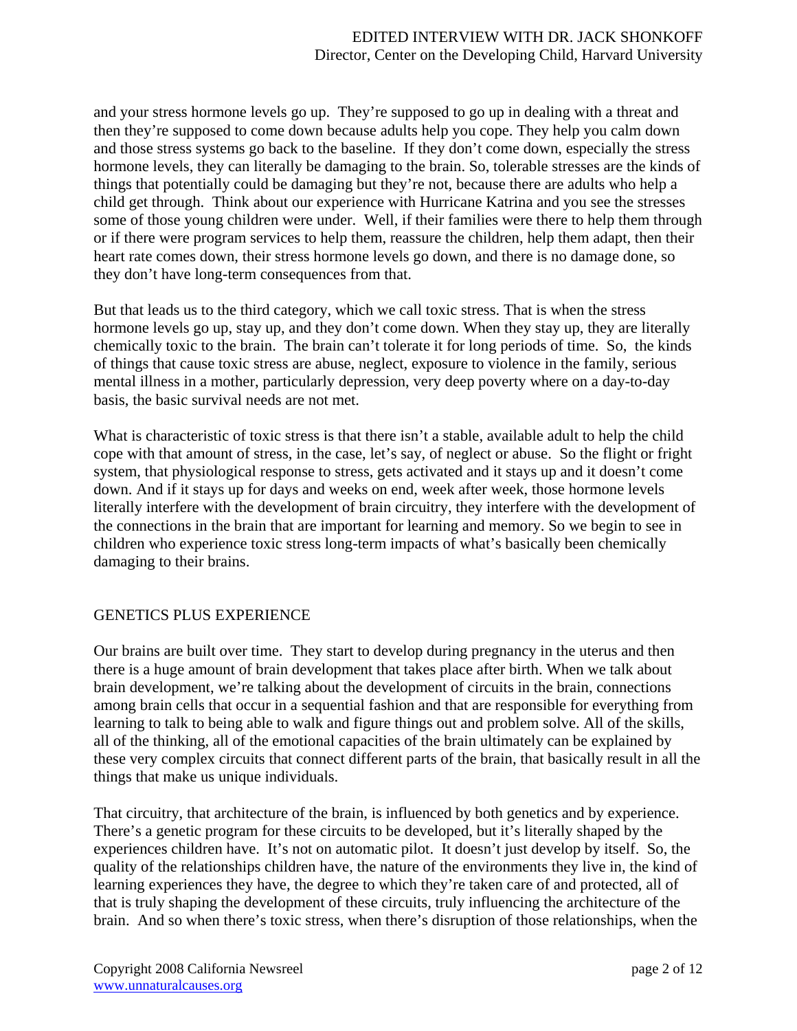and your stress hormone levels go up. They're supposed to go up in dealing with a threat and then they're supposed to come down because adults help you cope. They help you calm down and those stress systems go back to the baseline. If they don't come down, especially the stress hormone levels, they can literally be damaging to the brain. So, tolerable stresses are the kinds of things that potentially could be damaging but they're not, because there are adults who help a child get through. Think about our experience with Hurricane Katrina and you see the stresses some of those young children were under. Well, if their families were there to help them through or if there were program services to help them, reassure the children, help them adapt, then their heart rate comes down, their stress hormone levels go down, and there is no damage done, so they don't have long-term consequences from that.

But that leads us to the third category, which we call toxic stress. That is when the stress hormone levels go up, stay up, and they don't come down. When they stay up, they are literally chemically toxic to the brain. The brain can't tolerate it for long periods of time. So, the kinds of things that cause toxic stress are abuse, neglect, exposure to violence in the family, serious mental illness in a mother, particularly depression, very deep poverty where on a day-to-day basis, the basic survival needs are not met.

What is characteristic of toxic stress is that there isn't a stable, available adult to help the child cope with that amount of stress, in the case, let's say, of neglect or abuse. So the flight or fright system, that physiological response to stress, gets activated and it stays up and it doesn't come down. And if it stays up for days and weeks on end, week after week, those hormone levels literally interfere with the development of brain circuitry, they interfere with the development of the connections in the brain that are important for learning and memory. So we begin to see in children who experience toxic stress long-term impacts of what's basically been chemically damaging to their brains.

## GENETICS PLUS EXPERIENCE

Our brains are built over time. They start to develop during pregnancy in the uterus and then there is a huge amount of brain development that takes place after birth. When we talk about brain development, we're talking about the development of circuits in the brain, connections among brain cells that occur in a sequential fashion and that are responsible for everything from learning to talk to being able to walk and figure things out and problem solve. All of the skills, all of the thinking, all of the emotional capacities of the brain ultimately can be explained by these very complex circuits that connect different parts of the brain, that basically result in all the things that make us unique individuals.

That circuitry, that architecture of the brain, is influenced by both genetics and by experience. There's a genetic program for these circuits to be developed, but it's literally shaped by the experiences children have. It's not on automatic pilot. It doesn't just develop by itself. So, the quality of the relationships children have, the nature of the environments they live in, the kind of learning experiences they have, the degree to which they're taken care of and protected, all of that is truly shaping the development of these circuits, truly influencing the architecture of the brain. And so when there's toxic stress, when there's disruption of those relationships, when the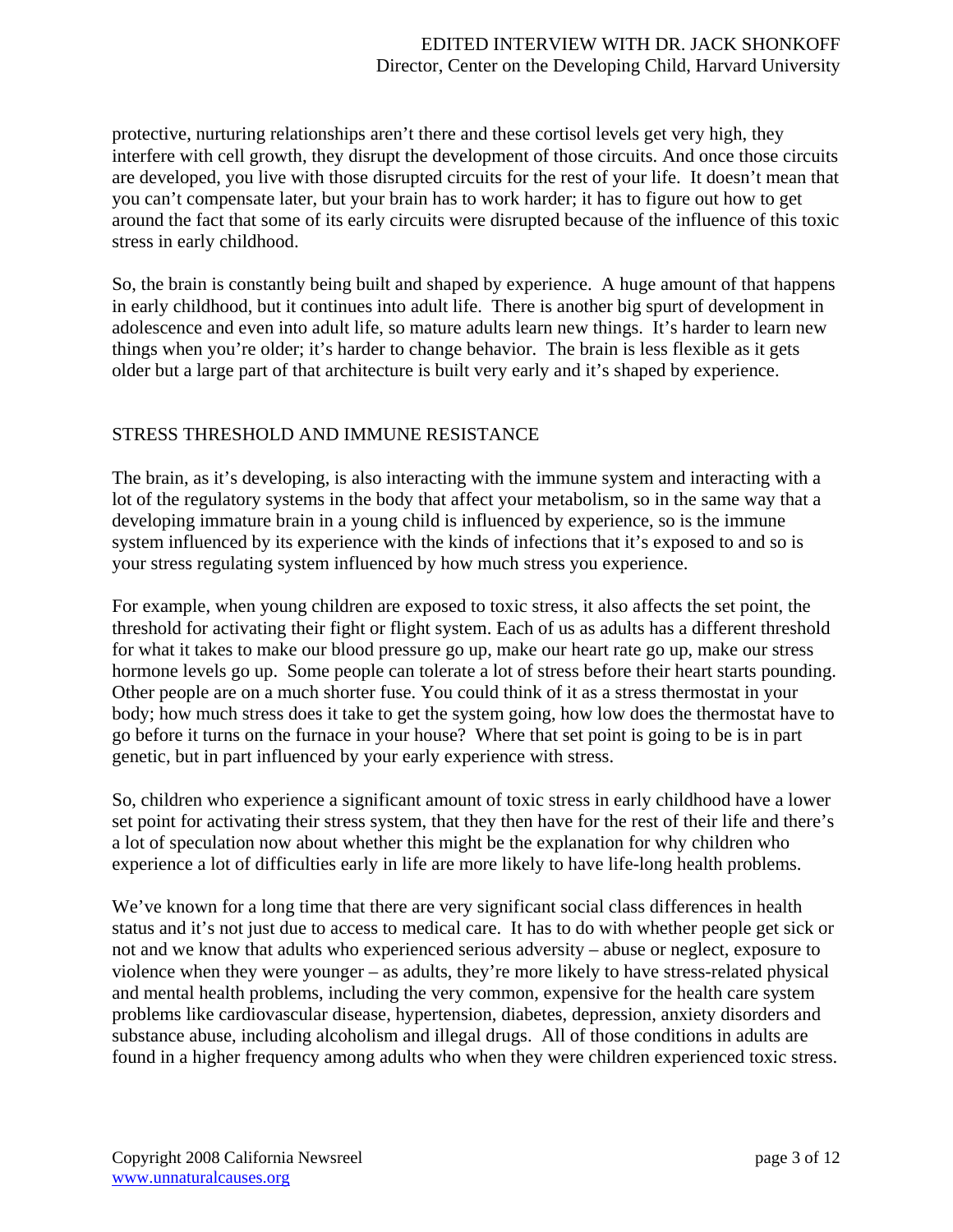protective, nurturing relationships aren't there and these cortisol levels get very high, they interfere with cell growth, they disrupt the development of those circuits. And once those circuits are developed, you live with those disrupted circuits for the rest of your life. It doesn't mean that you can't compensate later, but your brain has to work harder; it has to figure out how to get around the fact that some of its early circuits were disrupted because of the influence of this toxic stress in early childhood.

So, the brain is constantly being built and shaped by experience. A huge amount of that happens in early childhood, but it continues into adult life. There is another big spurt of development in adolescence and even into adult life, so mature adults learn new things. It's harder to learn new things when you're older; it's harder to change behavior. The brain is less flexible as it gets older but a large part of that architecture is built very early and it's shaped by experience.

## STRESS THRESHOLD AND IMMUNE RESISTANCE

The brain, as it's developing, is also interacting with the immune system and interacting with a lot of the regulatory systems in the body that affect your metabolism, so in the same way that a developing immature brain in a young child is influenced by experience, so is the immune system influenced by its experience with the kinds of infections that it's exposed to and so is your stress regulating system influenced by how much stress you experience.

For example, when young children are exposed to toxic stress, it also affects the set point, the threshold for activating their fight or flight system. Each of us as adults has a different threshold for what it takes to make our blood pressure go up, make our heart rate go up, make our stress hormone levels go up. Some people can tolerate a lot of stress before their heart starts pounding. Other people are on a much shorter fuse. You could think of it as a stress thermostat in your body; how much stress does it take to get the system going, how low does the thermostat have to go before it turns on the furnace in your house? Where that set point is going to be is in part genetic, but in part influenced by your early experience with stress.

So, children who experience a significant amount of toxic stress in early childhood have a lower set point for activating their stress system, that they then have for the rest of their life and there's a lot of speculation now about whether this might be the explanation for why children who experience a lot of difficulties early in life are more likely to have life-long health problems.

We've known for a long time that there are very significant social class differences in health status and it's not just due to access to medical care. It has to do with whether people get sick or not and we know that adults who experienced serious adversity – abuse or neglect, exposure to violence when they were younger – as adults, they're more likely to have stress-related physical and mental health problems, including the very common, expensive for the health care system problems like cardiovascular disease, hypertension, diabetes, depression, anxiety disorders and substance abuse, including alcoholism and illegal drugs. All of those conditions in adults are found in a higher frequency among adults who when they were children experienced toxic stress.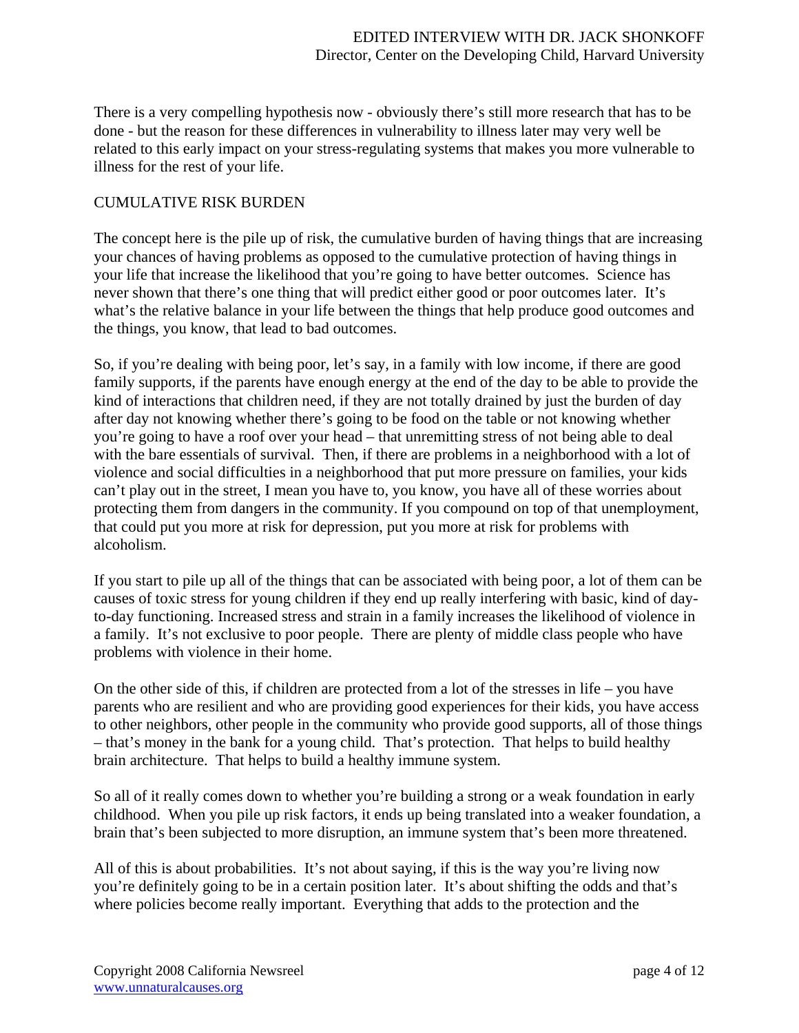There is a very compelling hypothesis now - obviously there's still more research that has to be done - but the reason for these differences in vulnerability to illness later may very well be related to this early impact on your stress-regulating systems that makes you more vulnerable to illness for the rest of your life.

## CUMULATIVE RISK BURDEN

The concept here is the pile up of risk, the cumulative burden of having things that are increasing your chances of having problems as opposed to the cumulative protection of having things in your life that increase the likelihood that you're going to have better outcomes. Science has never shown that there's one thing that will predict either good or poor outcomes later. It's what's the relative balance in your life between the things that help produce good outcomes and the things, you know, that lead to bad outcomes.

So, if you're dealing with being poor, let's say, in a family with low income, if there are good family supports, if the parents have enough energy at the end of the day to be able to provide the kind of interactions that children need, if they are not totally drained by just the burden of day after day not knowing whether there's going to be food on the table or not knowing whether you're going to have a roof over your head – that unremitting stress of not being able to deal with the bare essentials of survival. Then, if there are problems in a neighborhood with a lot of violence and social difficulties in a neighborhood that put more pressure on families, your kids can't play out in the street, I mean you have to, you know, you have all of these worries about protecting them from dangers in the community. If you compound on top of that unemployment, that could put you more at risk for depression, put you more at risk for problems with alcoholism.

If you start to pile up all of the things that can be associated with being poor, a lot of them can be causes of toxic stress for young children if they end up really interfering with basic, kind of day-to-day functioning. Increased stress and strain in a family increases the likelihood of violence in a family. It's not exclusive to poor people. There are plenty of middle class people who have problems with violence in their home.

On the other side of this, if children are protected from a lot of the stresses in life – you have parents who are resilient and who are providing good experiences for their kids, you have access to other neighbors, other people in the community who provide good supports, all of those things – that's money in the bank for a young child. That's protection. That helps to build healthy brain architecture. That helps to build a healthy immune system.

So all of it really comes down to whether you're building a strong or a weak foundation in early childhood. When you pile up risk factors, it ends up being translated into a weaker foundation, a brain that's been subjected to more disruption, an immune system that's been more threatened.

All of this is about probabilities. It's not about saying, if this is the way you're living now you're definitely going to be in a certain position later. It's about shifting the odds and that's where policies become really important. Everything that adds to the protection and the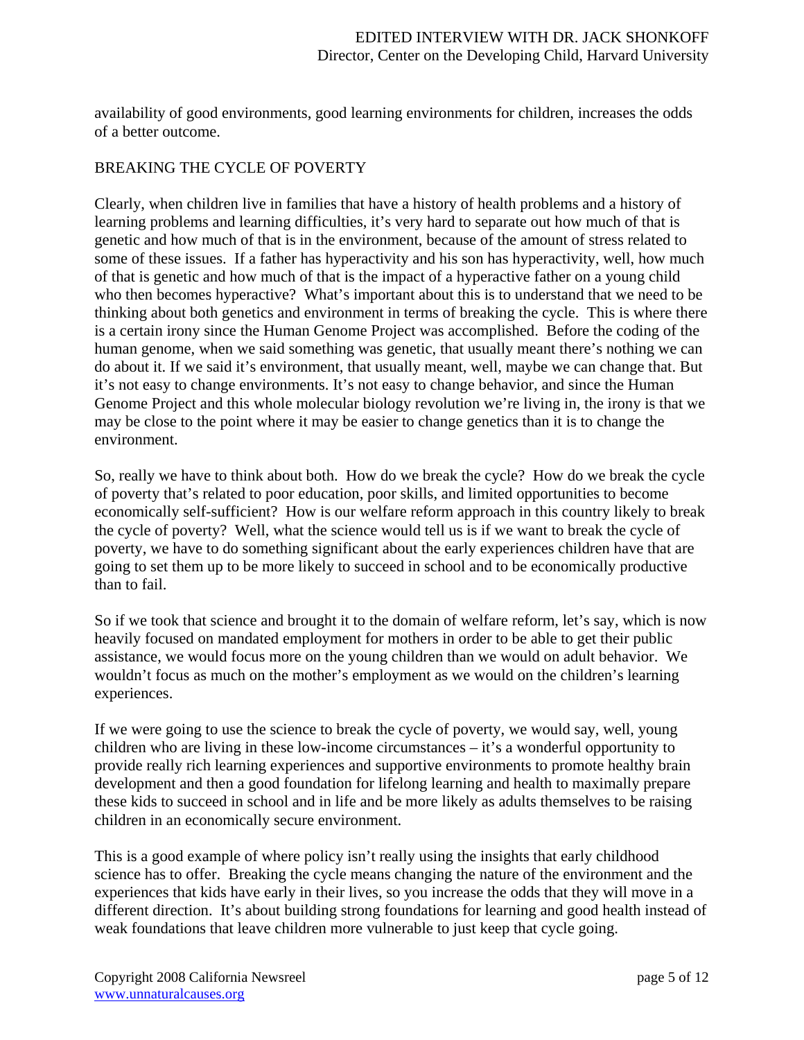availability of good environments, good learning environments for children, increases the odds of a better outcome.

## BREAKING THE CYCLE OF POVERTY

Clearly, when children live in families that have a history of health problems and a history of learning problems and learning difficulties, it's very hard to separate out how much of that is genetic and how much of that is in the environment, because of the amount of stress related to some of these issues. If a father has hyperactivity and his son has hyperactivity, well, how much of that is genetic and how much of that is the impact of a hyperactive father on a young child who then becomes hyperactive? What's important about this is to understand that we need to be thinking about both genetics and environment in terms of breaking the cycle. This is where there is a certain irony since the Human Genome Project was accomplished. Before the coding of the human genome, when we said something was genetic, that usually meant there's nothing we can do about it. If we said it's environment, that usually meant, well, maybe we can change that. But it's not easy to change environments. It's not easy to change behavior, and since the Human Genome Project and this whole molecular biology revolution we're living in, the irony is that we may be close to the point where it may be easier to change genetics than it is to change the environment.

So, really we have to think about both. How do we break the cycle? How do we break the cycle of poverty that's related to poor education, poor skills, and limited opportunities to become economically self-sufficient? How is our welfare reform approach in this country likely to break the cycle of poverty? Well, what the science would tell us is if we want to break the cycle of poverty, we have to do something significant about the early experiences children have that are going to set them up to be more likely to succeed in school and to be economically productive than to fail.

So if we took that science and brought it to the domain of welfare reform, let's say, which is now heavily focused on mandated employment for mothers in order to be able to get their public assistance, we would focus more on the young children than we would on adult behavior. We wouldn't focus as much on the mother's employment as we would on the children's learning experiences.

If we were going to use the science to break the cycle of poverty, we would say, well, young children who are living in these low-income circumstances – it's a wonderful opportunity to provide really rich learning experiences and supportive environments to promote healthy brain development and then a good foundation for lifelong learning and health to maximally prepare these kids to succeed in school and in life and be more likely as adults themselves to be raising children in an economically secure environment.

This is a good example of where policy isn't really using the insights that early childhood science has to offer. Breaking the cycle means changing the nature of the environment and the experiences that kids have early in their lives, so you increase the odds that they will move in a different direction. It's about building strong foundations for learning and good health instead of weak foundations that leave children more vulnerable to just keep that cycle going.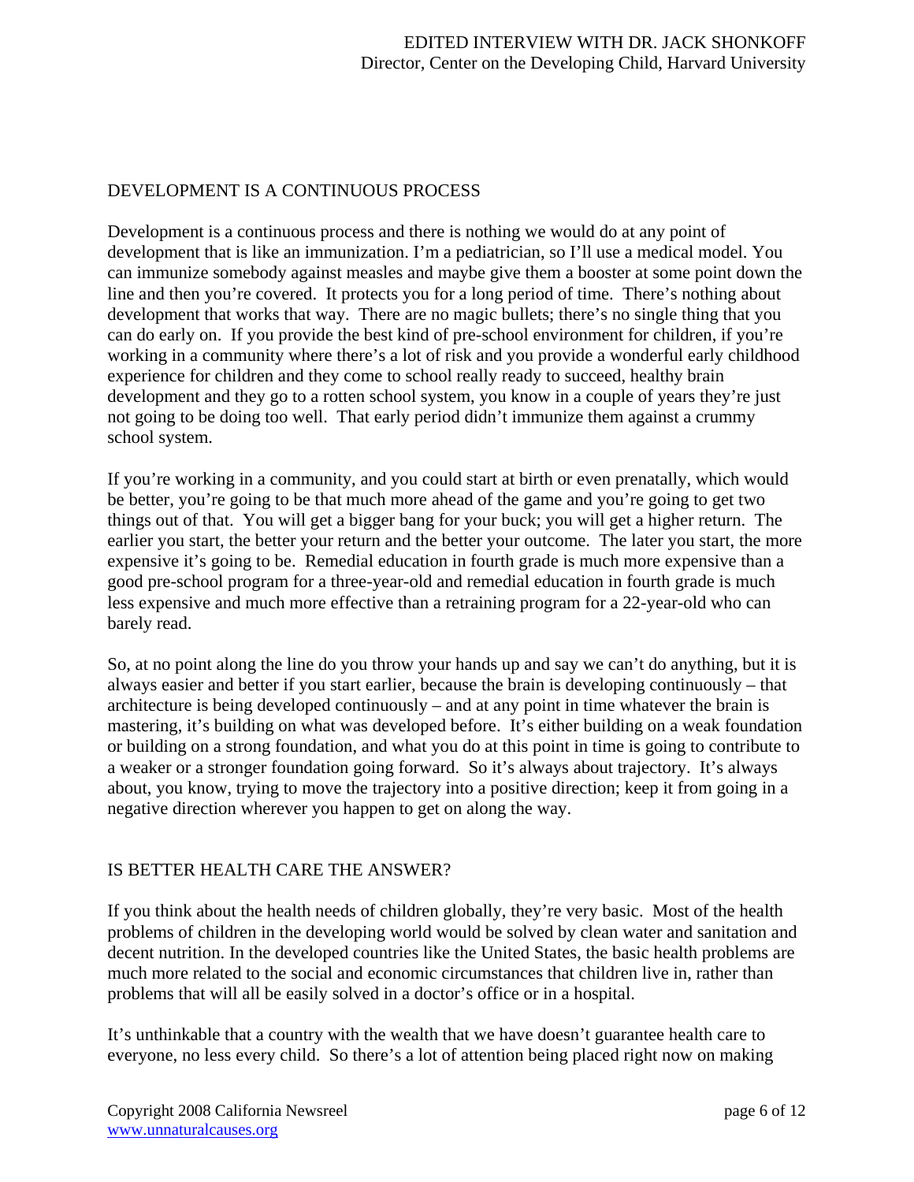## DEVELOPMENT IS A CONTINUOUS PROCESS

Development is a continuous process and there is nothing we would do at any point of development that is like an immunization. I'm a pediatrician, so I'll use a medical model. You can immunize somebody against measles and maybe give them a booster at some point down the line and then you're covered. It protects you for a long period of time. There's nothing about development that works that way. There are no magic bullets; there's no single thing that you can do early on. If you provide the best kind of pre-school environment for children, if you're working in a community where there's a lot of risk and you provide a wonderful early childhood experience for children and they come to school really ready to succeed, healthy brain development and they go to a rotten school system, you know in a couple of years they're just not going to be doing too well. That early period didn't immunize them against a crummy school system.

If you're working in a community, and you could start at birth or even prenatally, which would be better, you're going to be that much more ahead of the game and you're going to get two things out of that. You will get a bigger bang for your buck; you will get a higher return. The earlier you start, the better your return and the better your outcome. The later you start, the more expensive it's going to be. Remedial education in fourth grade is much more expensive than a good pre-school program for a three-year-old and remedial education in fourth grade is much less expensive and much more effective than a retraining program for a 22-year-old who can barely read.

So, at no point along the line do you throw your hands up and say we can't do anything, but it is always easier and better if you start earlier, because the brain is developing continuously – that architecture is being developed continuously – and at any point in time whatever the brain is mastering, it's building on what was developed before. It's either building on a weak foundation or building on a strong foundation, and what you do at this point in time is going to contribute to a weaker or a stronger foundation going forward. So it's always about trajectory. It's always about, you know, trying to move the trajectory into a positive direction; keep it from going in a negative direction wherever you happen to get on along the way.

## IS BETTER HEALTH CARE THE ANSWER?

If you think about the health needs of children globally, they're very basic. Most of the health problems of children in the developing world would be solved by clean water and sanitation and decent nutrition. In the developed countries like the United States, the basic health problems are much more related to the social and economic circumstances that children live in, rather than problems that will all be easily solved in a doctor's office or in a hospital.

It's unthinkable that a country with the wealth that we have doesn't guarantee health care to everyone, no less every child. So there's a lot of attention being placed right now on making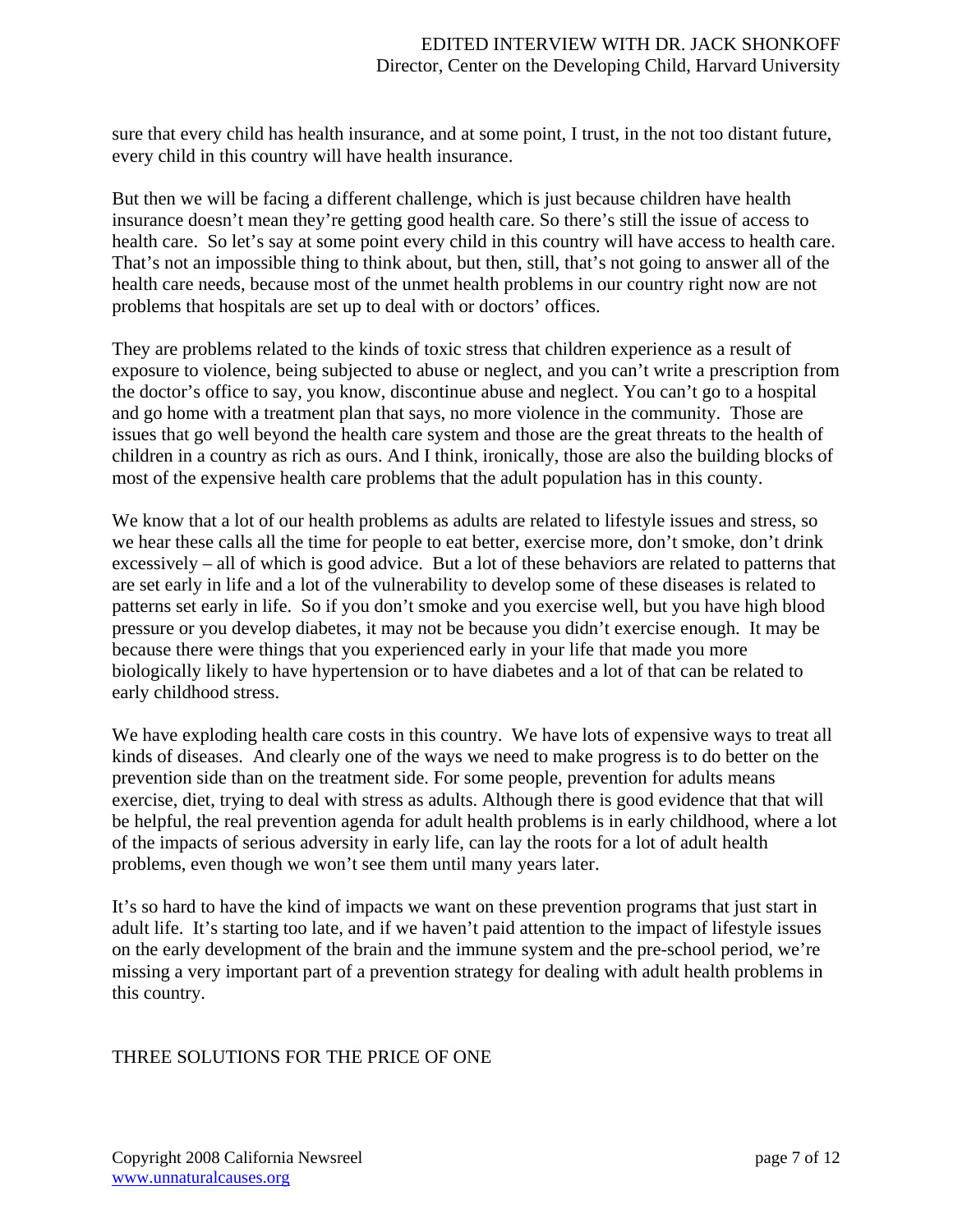sure that every child has health insurance, and at some point, I trust, in the not too distant future, every child in this country will have health insurance.

But then we will be facing a different challenge, which is just because children have health insurance doesn't mean they're getting good health care. So there's still the issue of access to health care. So let's say at some point every child in this country will have access to health care. That's not an impossible thing to think about, but then, still, that's not going to answer all of the health care needs, because most of the unmet health problems in our country right now are not problems that hospitals are set up to deal with or doctors' offices.

They are problems related to the kinds of toxic stress that children experience as a result of exposure to violence, being subjected to abuse or neglect, and you can't write a prescription from the doctor's office to say, you know, discontinue abuse and neglect. You can't go to a hospital and go home with a treatment plan that says, no more violence in the community. Those are issues that go well beyond the health care system and those are the great threats to the health of children in a country as rich as ours. And I think, ironically, those are also the building blocks of most of the expensive health care problems that the adult population has in this county.

We know that a lot of our health problems as adults are related to lifestyle issues and stress, so we hear these calls all the time for people to eat better, exercise more, don't smoke, don't drink excessively – all of which is good advice. But a lot of these behaviors are related to patterns that are set early in life and a lot of the vulnerability to develop some of these diseases is related to patterns set early in life. So if you don't smoke and you exercise well, but you have high blood pressure or you develop diabetes, it may not be because you didn't exercise enough. It may be because there were things that you experienced early in your life that made you more biologically likely to have hypertension or to have diabetes and a lot of that can be related to early childhood stress.

We have exploding health care costs in this country. We have lots of expensive ways to treat all kinds of diseases. And clearly one of the ways we need to make progress is to do better on the prevention side than on the treatment side. For some people, prevention for adults means exercise, diet, trying to deal with stress as adults. Although there is good evidence that that will be helpful, the real prevention agenda for adult health problems is in early childhood, where a lot of the impacts of serious adversity in early life, can lay the roots for a lot of adult health problems, even though we won't see them until many years later.

It's so hard to have the kind of impacts we want on these prevention programs that just start in adult life. It's starting too late, and if we haven't paid attention to the impact of lifestyle issues on the early development of the brain and the immune system and the pre-school period, we're missing a very important part of a prevention strategy for dealing with adult health problems in this country.

THREE SOLUTIONS FOR THE PRICE OF ONE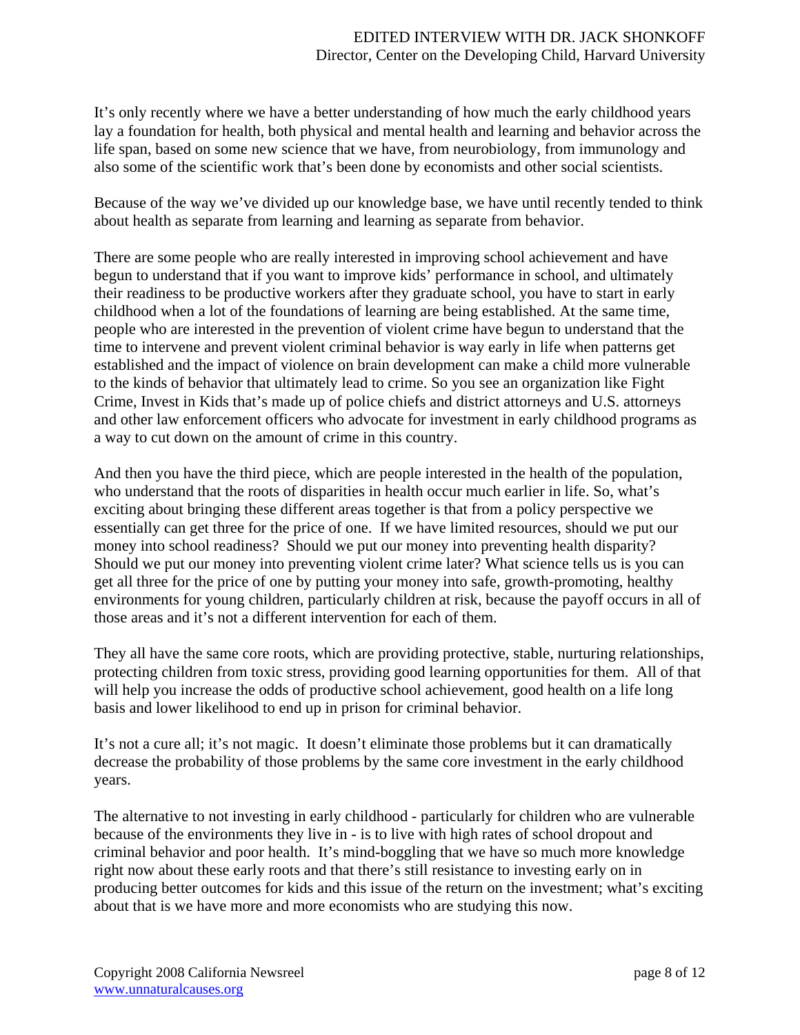It's only recently where we have a better understanding of how much the early childhood years lay a foundation for health, both physical and mental health and learning and behavior across the life span, based on some new science that we have, from neurobiology, from immunology and also some of the scientific work that's been done by economists and other social scientists.

Because of the way we've divided up our knowledge base, we have until recently tended to think about health as separate from learning and learning as separate from behavior.

There are some people who are really interested in improving school achievement and have begun to understand that if you want to improve kids' performance in school, and ultimately their readiness to be productive workers after they graduate school, you have to start in early childhood when a lot of the foundations of learning are being established. At the same time, people who are interested in the prevention of violent crime have begun to understand that the time to intervene and prevent violent criminal behavior is way early in life when patterns get established and the impact of violence on brain development can make a child more vulnerable to the kinds of behavior that ultimately lead to crime. So you see an organization like Fight Crime, Invest in Kids that's made up of police chiefs and district attorneys and U.S. attorneys and other law enforcement officers who advocate for investment in early childhood programs as a way to cut down on the amount of crime in this country.

And then you have the third piece, which are people interested in the health of the population, who understand that the roots of disparities in health occur much earlier in life. So, what's exciting about bringing these different areas together is that from a policy perspective we essentially can get three for the price of one. If we have limited resources, should we put our money into school readiness? Should we put our money into preventing health disparity? Should we put our money into preventing violent crime later? What science tells us is you can get all three for the price of one by putting your money into safe, growth-promoting, healthy environments for young children, particularly children at risk, because the payoff occurs in all of those areas and it's not a different intervention for each of them.

They all have the same core roots, which are providing protective, stable, nurturing relationships, protecting children from toxic stress, providing good learning opportunities for them. All of that will help you increase the odds of productive school achievement, good health on a life long basis and lower likelihood to end up in prison for criminal behavior.

It's not a cure all; it's not magic. It doesn't eliminate those problems but it can dramatically decrease the probability of those problems by the same core investment in the early childhood years.

The alternative to not investing in early childhood - particularly for children who are vulnerable because of the environments they live in - is to live with high rates of school dropout and criminal behavior and poor health. It's mind-boggling that we have so much more knowledge right now about these early roots and that there's still resistance to investing early on in producing better outcomes for kids and this issue of the return on the investment; what's exciting about that is we have more and more economists who are studying this now.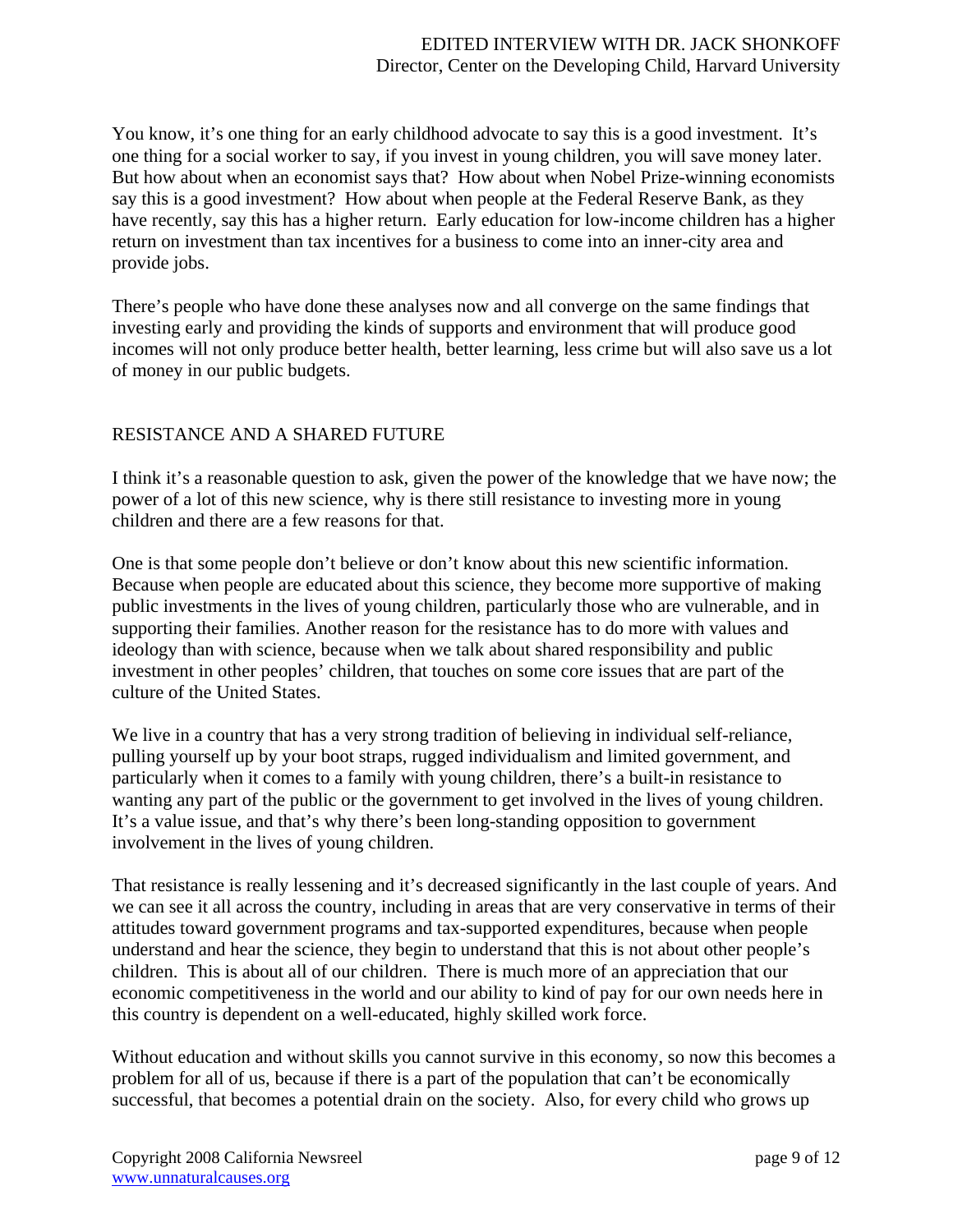You know, it's one thing for an early childhood advocate to say this is a good investment. It's one thing for a social worker to say, if you invest in young children, you will save money later. But how about when an economist says that? How about when Nobel Prize-winning economists say this is a good investment? How about when people at the Federal Reserve Bank, as they have recently, say this has a higher return. Early education for low-income children has a higher return on investment than tax incentives for a business to come into an inner-city area and provide jobs.

There's people who have done these analyses now and all converge on the same findings that investing early and providing the kinds of supports and environment that will produce good incomes will not only produce better health, better learning, less crime but will also save us a lot of money in our public budgets.

## RESISTANCE AND A SHARED FUTURE

I think it's a reasonable question to ask, given the power of the knowledge that we have now; the power of a lot of this new science, why is there still resistance to investing more in young children and there are a few reasons for that.

One is that some people don't believe or don't know about this new scientific information. Because when people are educated about this science, they become more supportive of making public investments in the lives of young children, particularly those who are vulnerable, and in supporting their families. Another reason for the resistance has to do more with values and ideology than with science, because when we talk about shared responsibility and public investment in other peoples' children, that touches on some core issues that are part of the culture of the United States.

We live in a country that has a very strong tradition of believing in individual self-reliance, pulling yourself up by your boot straps, rugged individualism and limited government, and particularly when it comes to a family with young children, there's a built-in resistance to wanting any part of the public or the government to get involved in the lives of young children. It's a value issue, and that's why there's been long-standing opposition to government involvement in the lives of young children.

That resistance is really lessening and it's decreased significantly in the last couple of years. And we can see it all across the country, including in areas that are very conservative in terms of their attitudes toward government programs and tax-supported expenditures, because when people understand and hear the science, they begin to understand that this is not about other people's children. This is about all of our children. There is much more of an appreciation that our economic competitiveness in the world and our ability to kind of pay for our own needs here in this country is dependent on a well-educated, highly skilled work force.

Without education and without skills you cannot survive in this economy, so now this becomes a problem for all of us, because if there is a part of the population that can't be economically successful, that becomes a potential drain on the society. Also, for every child who grows up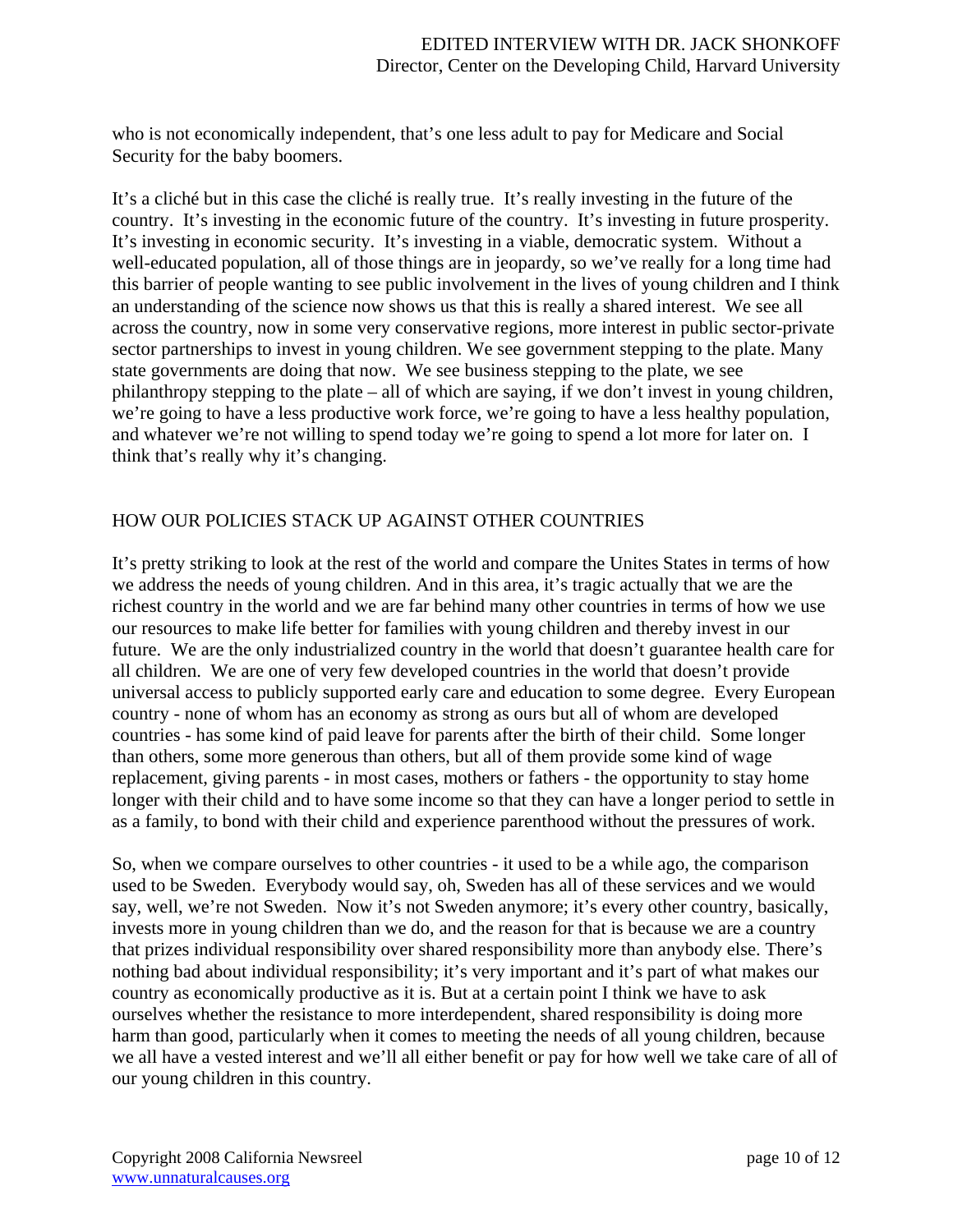who is not economically independent, that's one less adult to pay for Medicare and Social Security for the baby boomers.

It's a cliché but in this case the cliché is really true. It's really investing in the future of the country. It's investing in the economic future of the country. It's investing in future prosperity. It's investing in economic security. It's investing in a viable, democratic system. Without a well-educated population, all of those things are in jeopardy, so we've really for a long time had this barrier of people wanting to see public involvement in the lives of young children and I think an understanding of the science now shows us that this is really a shared interest. We see all across the country, now in some very conservative regions, more interest in public sector-private sector partnerships to invest in young children. We see government stepping to the plate. Many state governments are doing that now. We see business stepping to the plate, we see philanthropy stepping to the plate – all of which are saying, if we don't invest in young children, we're going to have a less productive work force, we're going to have a less healthy population, and whatever we're not willing to spend today we're going to spend a lot more for later on. I think that's really why it's changing.

## HOW OUR POLICIES STACK UP AGAINST OTHER COUNTRIES

It's pretty striking to look at the rest of the world and compare the Unites States in terms of how we address the needs of young children. And in this area, it's tragic actually that we are the richest country in the world and we are far behind many other countries in terms of how we use our resources to make life better for families with young children and thereby invest in our future. We are the only industrialized country in the world that doesn't guarantee health care for all children. We are one of very few developed countries in the world that doesn't provide universal access to publicly supported early care and education to some degree. Every European country - none of whom has an economy as strong as ours but all of whom are developed countries - has some kind of paid leave for parents after the birth of their child. Some longer than others, some more generous than others, but all of them provide some kind of wage replacement, giving parents - in most cases, mothers or fathers - the opportunity to stay home longer with their child and to have some income so that they can have a longer period to settle in as a family, to bond with their child and experience parenthood without the pressures of work.

So, when we compare ourselves to other countries - it used to be a while ago, the comparison used to be Sweden. Everybody would say, oh, Sweden has all of these services and we would say, well, we're not Sweden. Now it's not Sweden anymore; it's every other country, basically, invests more in young children than we do, and the reason for that is because we are a country that prizes individual responsibility over shared responsibility more than anybody else. There's nothing bad about individual responsibility; it's very important and it's part of what makes our country as economically productive as it is. But at a certain point I think we have to ask ourselves whether the resistance to more interdependent, shared responsibility is doing more harm than good, particularly when it comes to meeting the needs of all young children, because we all have a vested interest and we'll all either benefit or pay for how well we take care of all of our young children in this country.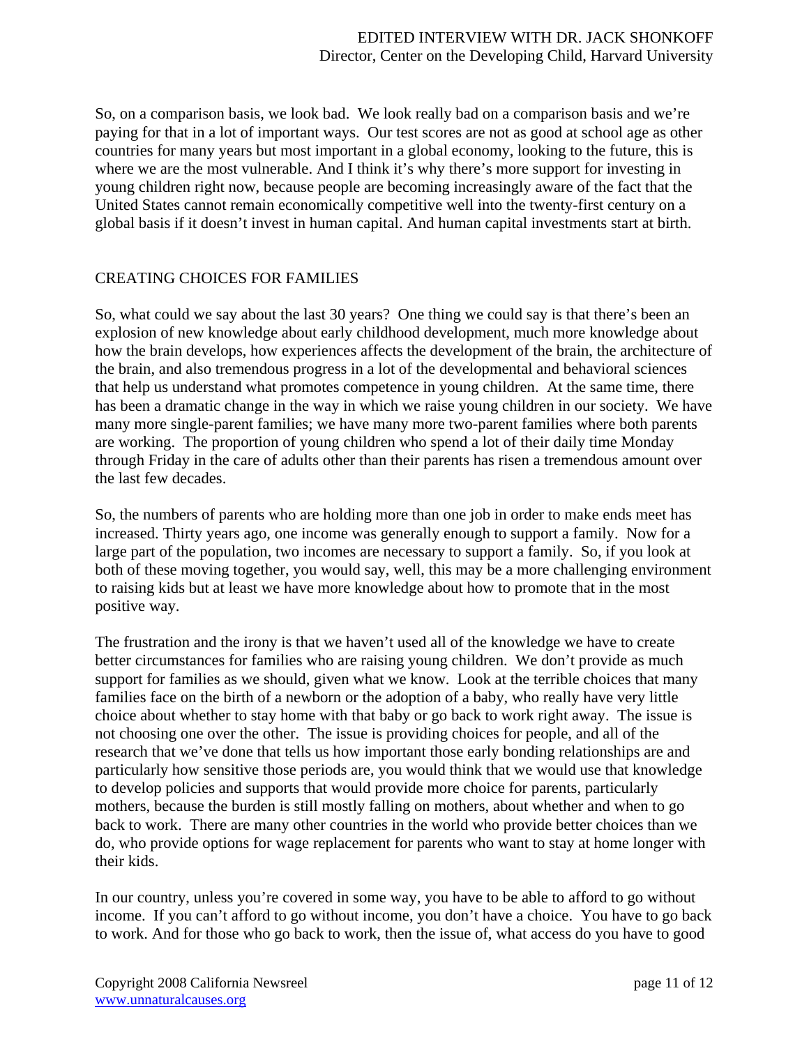So, on a comparison basis, we look bad. We look really bad on a comparison basis and we're paying for that in a lot of important ways. Our test scores are not as good at school age as other countries for many years but most important in a global economy, looking to the future, this is where we are the most vulnerable. And I think it's why there's more support for investing in young children right now, because people are becoming increasingly aware of the fact that the United States cannot remain economically competitive well into the twenty-first century on a global basis if it doesn't invest in human capital. And human capital investments start at birth.

## CREATING CHOICES FOR FAMILIES

So, what could we say about the last 30 years? One thing we could say is that there's been an explosion of new knowledge about early childhood development, much more knowledge about how the brain develops, how experiences affects the development of the brain, the architecture of the brain, and also tremendous progress in a lot of the developmental and behavioral sciences that help us understand what promotes competence in young children. At the same time, there has been a dramatic change in the way in which we raise young children in our society. We have many more single-parent families; we have many more two-parent families where both parents are working. The proportion of young children who spend a lot of their daily time Monday through Friday in the care of adults other than their parents has risen a tremendous amount over the last few decades.

So, the numbers of parents who are holding more than one job in order to make ends meet has increased. Thirty years ago, one income was generally enough to support a family. Now for a large part of the population, two incomes are necessary to support a family. So, if you look at both of these moving together, you would say, well, this may be a more challenging environment to raising kids but at least we have more knowledge about how to promote that in the most positive way.

The frustration and the irony is that we haven't used all of the knowledge we have to create better circumstances for families who are raising young children. We don't provide as much support for families as we should, given what we know. Look at the terrible choices that many families face on the birth of a newborn or the adoption of a baby, who really have very little choice about whether to stay home with that baby or go back to work right away. The issue is not choosing one over the other. The issue is providing choices for people, and all of the research that we've done that tells us how important those early bonding relationships are and particularly how sensitive those periods are, you would think that we would use that knowledge to develop policies and supports that would provide more choice for parents, particularly mothers, because the burden is still mostly falling on mothers, about whether and when to go back to work. There are many other countries in the world who provide better choices than we do, who provide options for wage replacement for parents who want to stay at home longer with their kids.

In our country, unless you're covered in some way, you have to be able to afford to go without income. If you can't afford to go without income, you don't have a choice. You have to go back to work. And for those who go back to work, then the issue of, what access do you have to good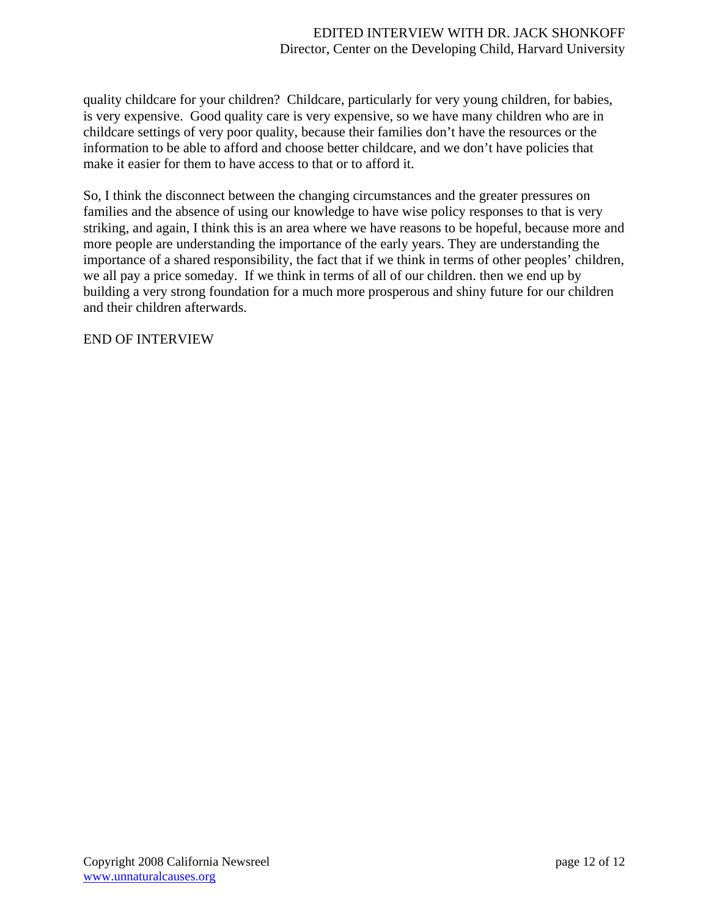quality childcare for your children? Childcare, particularly for very young children, for babies, is very expensive. Good quality care is very expensive, so we have many children who are in childcare settings of very poor quality, because their families don't have the resources or the information to be able to afford and choose better childcare, and we don't have policies that make it easier for them to have access to that or to afford it.

So, I think the disconnect between the changing circumstances and the greater pressures on families and the absence of using our knowledge to have wise policy responses to that is very striking, and again, I think this is an area where we have reasons to be hopeful, because more and more people are understanding the importance of the early years. They are understanding the importance of a shared responsibility, the fact that if we think in terms of other peoples' children, we all pay a price someday. If we think in terms of all of our children. then we end up by building a very strong foundation for a much more prosperous and shiny future for our children and their children afterwards.

END OF INTERVIEW